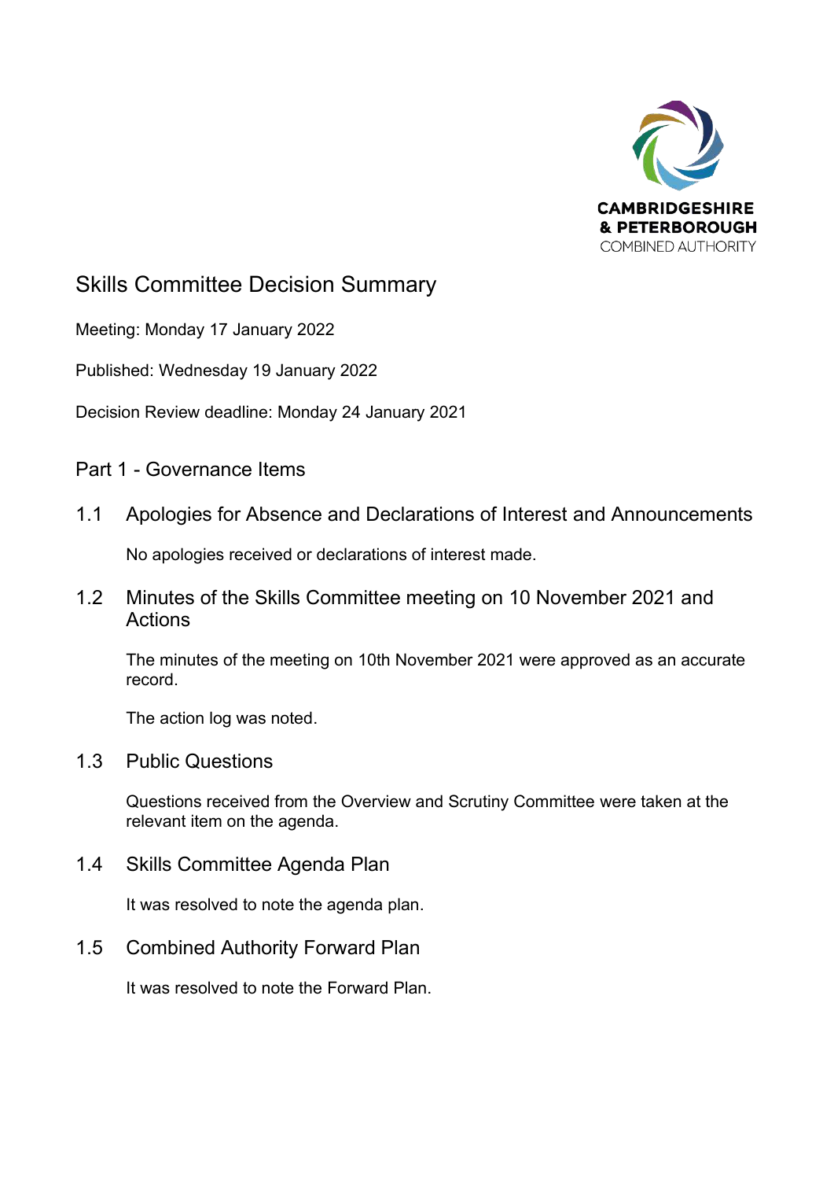CAMBRIDGESHIRE & PETERBOROUGH COMBINED AUTHORITY

# Skills Committee Decision Summary

Meeting: Monday 17 January 2022

Published: Wednesday 19 January 2022

Decision Review deadline: Monday 24 January 2021

## Part 1 - Governance Items

### 1.1 Apologies for Absence and Declarations of Interest and Announcements

No apologies received or declarations of interest made.

### 1.2 Minutes of the Skills Committee meeting on 10 November 2021 and Actions

The minutes of the meeting on 10th November 2021 were approved as an accurate record.

The action log was noted.

### 1.3 Public Questions

Questions received from the Overview and Scrutiny Committee were taken at the relevant item on the agenda.

### 1.4 Skills Committee Agenda Plan

It was resolved to note the agenda plan.

### 1.5 Combined Authority Forward Plan

It was resolved to note the Forward Plan.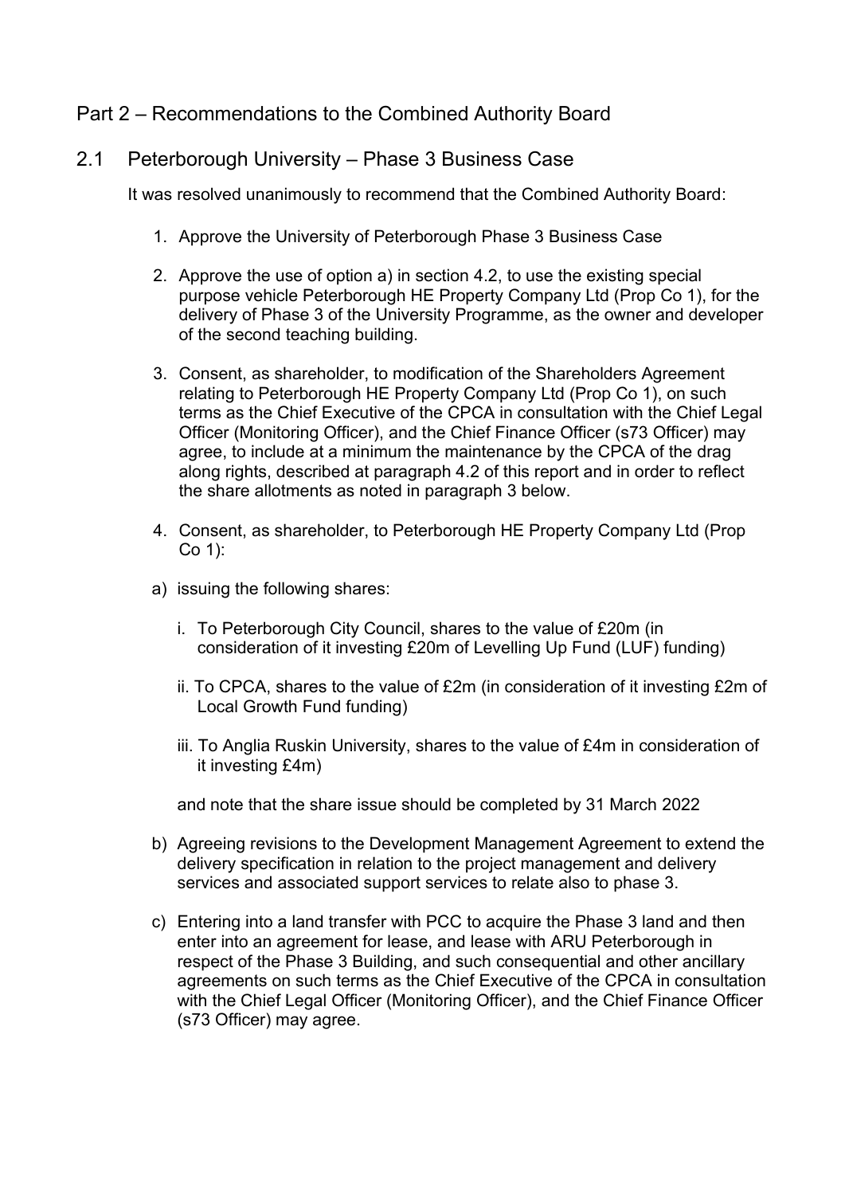# Part 2 – Recommendations to the Combined Authority Board

## 2.1 Peterborough University – Phase 3 Business Case

It was resolved unanimously to recommend that the Combined Authority Board:

1. Approve the University of Peterborough Phase 3 Business Case

2. Approve the use of option a) in section 4.2, to use the existing special purpose vehicle Peterborough HE Property Company Ltd (Prop Co 1), for the delivery of Phase 3 of the University Programme, as the owner and developer of the second teaching building.

3. Consent, as shareholder, to modification of the Shareholders Agreement relating to Peterborough HE Property Company Ltd (Prop Co 1), on such terms as the Chief Executive of the CPCA in consultation with the Chief Legal Officer (Monitoring Officer), and the Chief Finance Officer (s73 Officer) may agree, to include at a minimum the maintenance by the CPCA of the drag along rights, described at paragraph 4.2 of this report and in order to reflect the share allotments as noted in paragraph 3 below.

4. Consent, as shareholder, to Peterborough HE Property Company Ltd (Prop Co 1):

   a) issuing the following shares:

      i. To Peterborough City Council, shares to the value of £20m (in consideration of it investing £20m of Levelling Up Fund (LUF) funding)

      ii. To CPCA, shares to the value of £2m (in consideration of it investing £2m of Local Growth Fund funding)

      iii. To Anglia Ruskin University, shares to the value of £4m in consideration of it investing £4m)

      and note that the share issue should be completed by 31 March 2022

   b) Agreeing revisions to the Development Management Agreement to extend the delivery specification in relation to the project management and delivery services and associated support services to relate also to phase 3.

   c) Entering into a land transfer with PCC to acquire the Phase 3 land and then enter into an agreement for lease, and lease with ARU Peterborough in respect of the Phase 3 Building, and such consequential and other ancillary agreements on such terms as the Chief Executive of the CPCA in consultation with the Chief Legal Officer (Monitoring Officer), and the Chief Finance Officer (s73 Officer) may agree.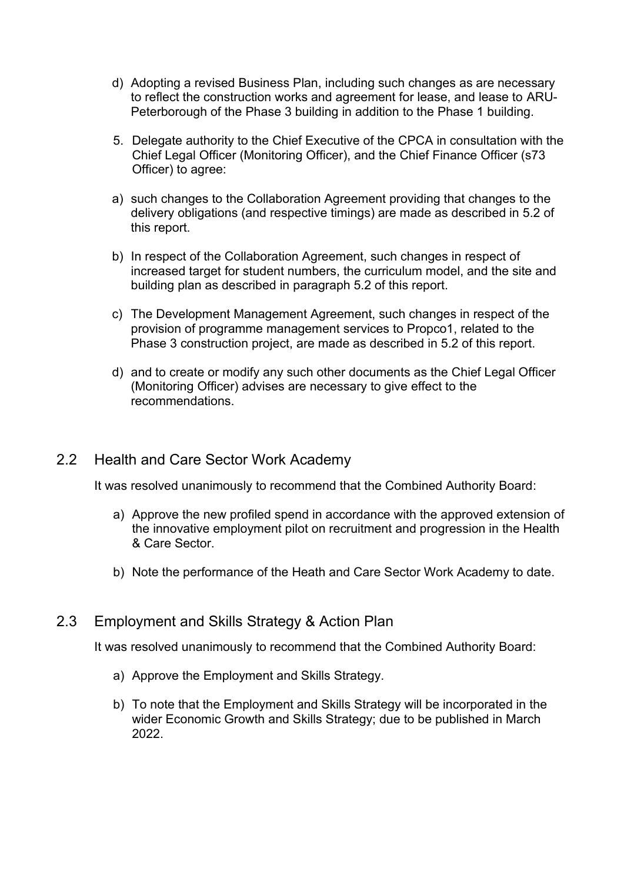d) Adopting a revised Business Plan, including such changes as are necessary to reflect the construction works and agreement for lease, and lease to ARU-Peterborough of the Phase 3 building in addition to the Phase 1 building.

5. Delegate authority to the Chief Executive of the CPCA in consultation with the Chief Legal Officer (Monitoring Officer), and the Chief Finance Officer (s73 Officer) to agree:

a) such changes to the Collaboration Agreement providing that changes to the delivery obligations (and respective timings) are made as described in 5.2 of this report.

b) In respect of the Collaboration Agreement, such changes in respect of increased target for student numbers, the curriculum model, and the site and building plan as described in paragraph 5.2 of this report.

c) The Development Management Agreement, such changes in respect of the provision of programme management services to Propco1, related to the Phase 3 construction project, are made as described in 5.2 of this report.

d) and to create or modify any such other documents as the Chief Legal Officer (Monitoring Officer) advises are necessary to give effect to the recommendations.

## 2.2 Health and Care Sector Work Academy

It was resolved unanimously to recommend that the Combined Authority Board:

a) Approve the new profiled spend in accordance with the approved extension of the innovative employment pilot on recruitment and progression in the Health & Care Sector.

b) Note the performance of the Heath and Care Sector Work Academy to date.

## 2.3 Employment and Skills Strategy & Action Plan

It was resolved unanimously to recommend that the Combined Authority Board:

a) Approve the Employment and Skills Strategy.

b) To note that the Employment and Skills Strategy will be incorporated in the wider Economic Growth and Skills Strategy; due to be published in March 2022.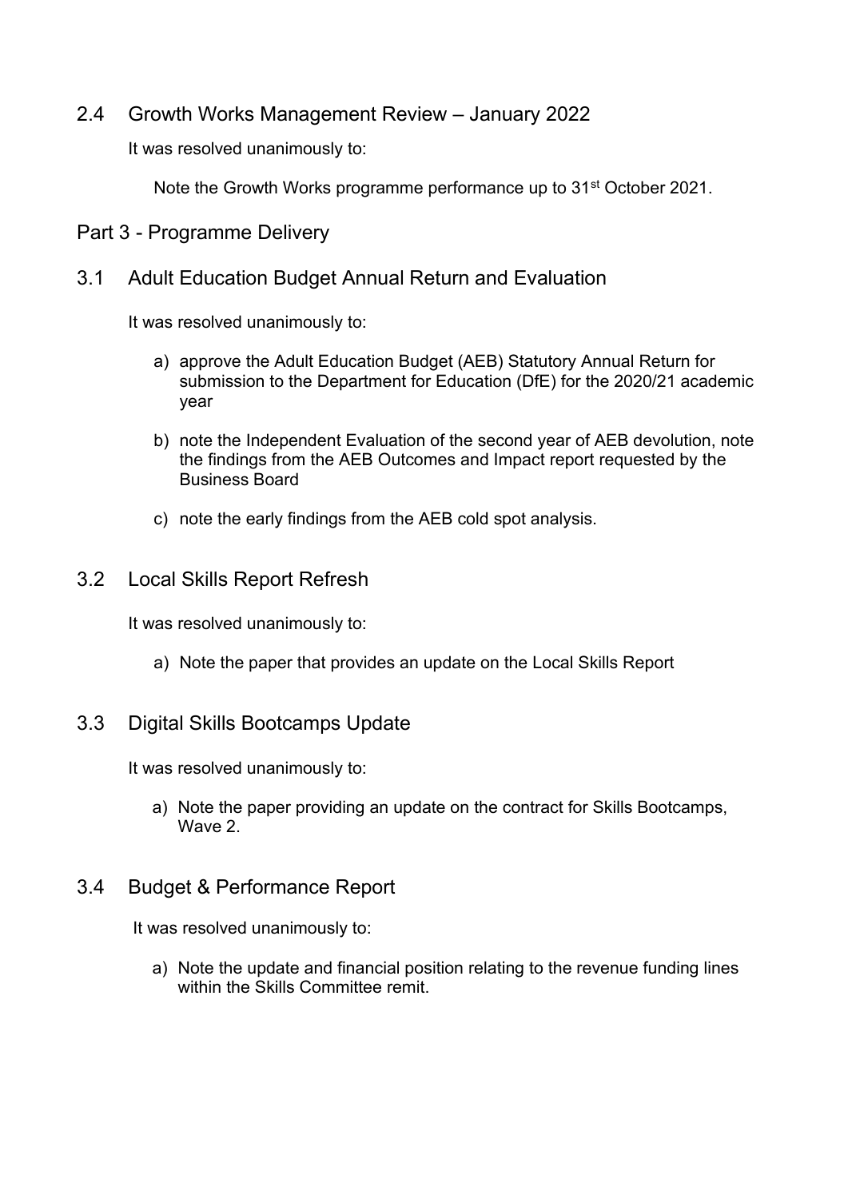## 2.4 Growth Works Management Review – January 2022

It was resolved unanimously to:

Note the Growth Works programme performance up to 31st October 2021.

# Part 3 - Programme Delivery

## 3.1 Adult Education Budget Annual Return and Evaluation

It was resolved unanimously to:

a) approve the Adult Education Budget (AEB) Statutory Annual Return for submission to the Department for Education (DfE) for the 2020/21 academic year

b) note the Independent Evaluation of the second year of AEB devolution, note the findings from the AEB Outcomes and Impact report requested by the Business Board

c) note the early findings from the AEB cold spot analysis.

## 3.2 Local Skills Report Refresh

It was resolved unanimously to:

a) Note the paper that provides an update on the Local Skills Report

## 3.3 Digital Skills Bootcamps Update

It was resolved unanimously to:

a) Note the paper providing an update on the contract for Skills Bootcamps, Wave 2.

## 3.4 Budget & Performance Report

It was resolved unanimously to:

a) Note the update and financial position relating to the revenue funding lines within the Skills Committee remit.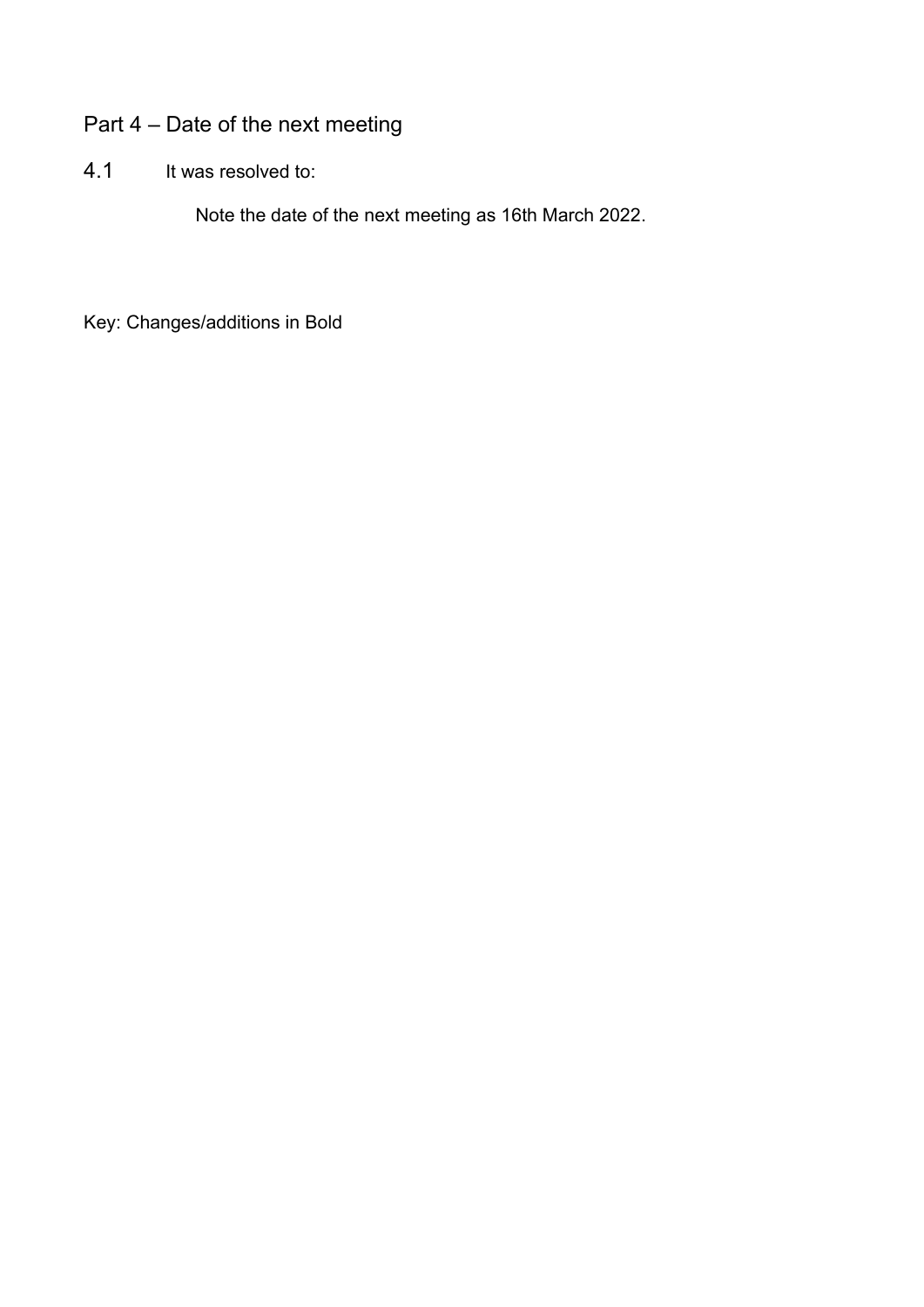## Part 4 – Date of the next meeting

4.1 It was resolved to:

Note the date of the next meeting as 16th March 2022.

Key: Changes/additions in Bold